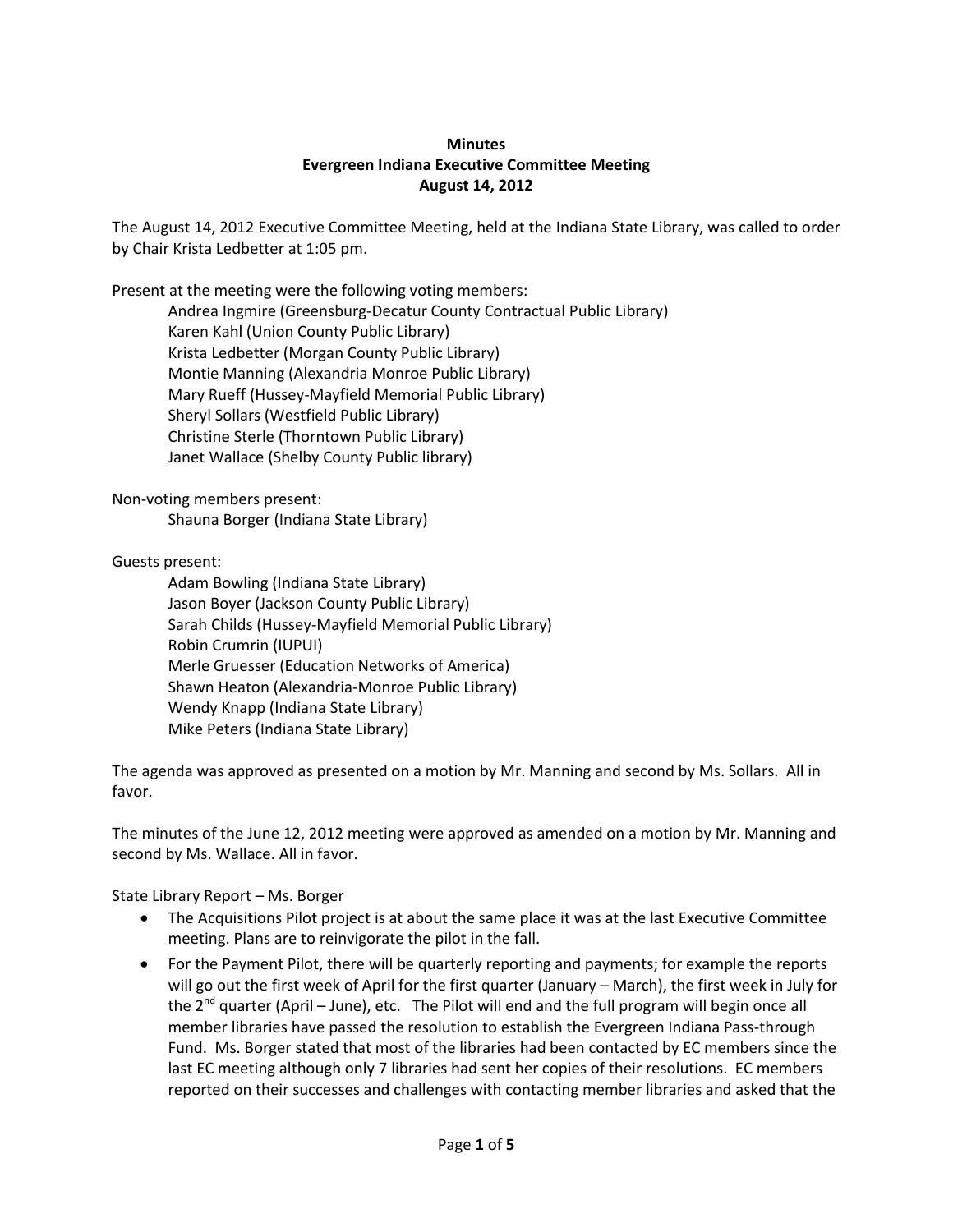**Minutes**
**Evergreen Indiana Executive Committee Meeting**
**August 14, 2012**

The August 14, 2012 Executive Committee Meeting, held at the Indiana State Library, was called to order by Chair Krista Ledbetter at 1:05 pm.

Present at the meeting were the following voting members:

- Andrea Ingmire (Greensburg-Decatur County Contractual Public Library)
- Karen Kahl (Union County Public Library)
- Krista Ledbetter (Morgan County Public Library)
- Montie Manning (Alexandria Monroe Public Library)
- Mary Rueff (Hussey-Mayfield Memorial Public Library)
- Sheryl Sollars (Westfield Public Library)
- Christine Sterle (Thorntown Public Library)
- Janet Wallace (Shelby County Public library)

Non-voting members present:

- Shauna Borger (Indiana State Library)

Guests present:

- Adam Bowling (Indiana State Library)
- Jason Boyer (Jackson County Public Library)
- Sarah Childs (Hussey-Mayfield Memorial Public Library)
- Robin Crumrin (IUPUI)
- Merle Gruesser (Education Networks of America)
- Shawn Heaton (Alexandria-Monroe Public Library)
- Wendy Knapp (Indiana State Library)
- Mike Peters (Indiana State Library)

The agenda was approved as presented on a motion by Mr. Manning and second by Ms. Sollars. All in favor.

The minutes of the June 12, 2012 meeting were approved as amended on a motion by Mr. Manning and second by Ms. Wallace. All in favor.

State Library Report – Ms. Borger

- The Acquisitions Pilot project is at about the same place it was at the last Executive Committee meeting. Plans are to reinvigorate the pilot in the fall.
- For the Payment Pilot, there will be quarterly reporting and payments; for example the reports will go out the first week of April for the first quarter (January – March), the first week in July for the 2nd quarter (April – June), etc. The Pilot will end and the full program will begin once all member libraries have passed the resolution to establish the Evergreen Indiana Pass-through Fund. Ms. Borger stated that most of the libraries had been contacted by EC members since the last EC meeting although only 7 libraries had sent her copies of their resolutions. EC members reported on their successes and challenges with contacting member libraries and asked that the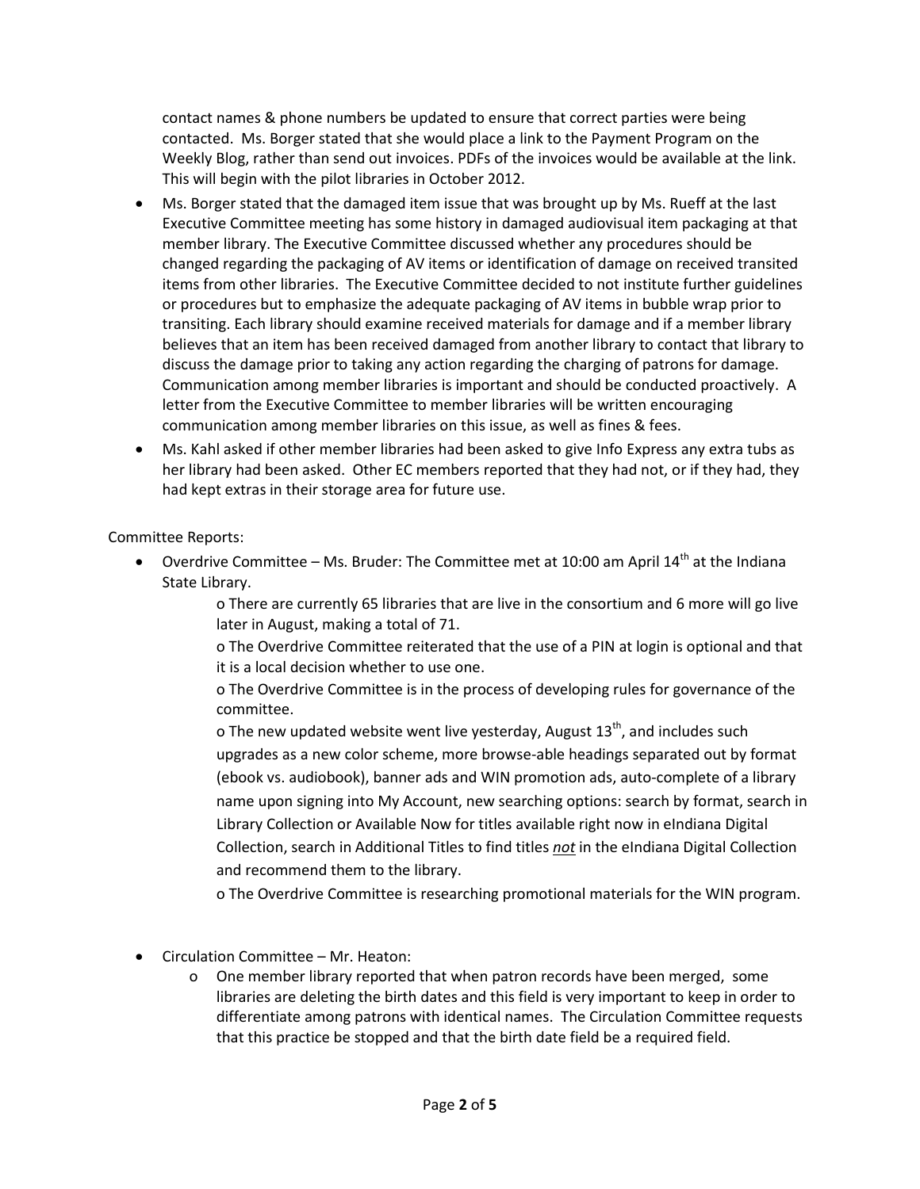contact names & phone numbers be updated to ensure that correct parties were being contacted. Ms. Borger stated that she would place a link to the Payment Program on the Weekly Blog, rather than send out invoices. PDFs of the invoices would be available at the link. This will begin with the pilot libraries in October 2012.

- Ms. Borger stated that the damaged item issue that was brought up by Ms. Rueff at the last Executive Committee meeting has some history in damaged audiovisual item packaging at that member library. The Executive Committee discussed whether any procedures should be changed regarding the packaging of AV items or identification of damage on received transited items from other libraries. The Executive Committee decided to not institute further guidelines or procedures but to emphasize the adequate packaging of AV items in bubble wrap prior to transiting. Each library should examine received materials for damage and if a member library believes that an item has been received damaged from another library to contact that library to discuss the damage prior to taking any action regarding the charging of patrons for damage. Communication among member libraries is important and should be conducted proactively. A letter from the Executive Committee to member libraries will be written encouraging communication among member libraries on this issue, as well as fines & fees.
- Ms. Kahl asked if other member libraries had been asked to give Info Express any extra tubs as her library had been asked. Other EC members reported that they had not, or if they had, they had kept extras in their storage area for future use.

Committee Reports:

- Overdrive Committee – Ms. Bruder: The Committee met at 10:00 am April 14th at the Indiana State Library.
  - There are currently 65 libraries that are live in the consortium and 6 more will go live later in August, making a total of 71.
  - The Overdrive Committee reiterated that the use of a PIN at login is optional and that it is a local decision whether to use one.
  - The Overdrive Committee is in the process of developing rules for governance of the committee.
  - The new updated website went live yesterday, August 13th, and includes such upgrades as a new color scheme, more browse-able headings separated out by format (ebook vs. audiobook), banner ads and WIN promotion ads, auto-complete of a library name upon signing into My Account, new searching options: search by format, search in Library Collection or Available Now for titles available right now in eIndiana Digital Collection, search in Additional Titles to find titles ***not*** in the eIndiana Digital Collection and recommend them to the library.
  - The Overdrive Committee is researching promotional materials for the WIN program.

- Circulation Committee – Mr. Heaton:
  - One member library reported that when patron records have been merged, some libraries are deleting the birth dates and this field is very important to keep in order to differentiate among patrons with identical names. The Circulation Committee requests that this practice be stopped and that the birth date field be a required field.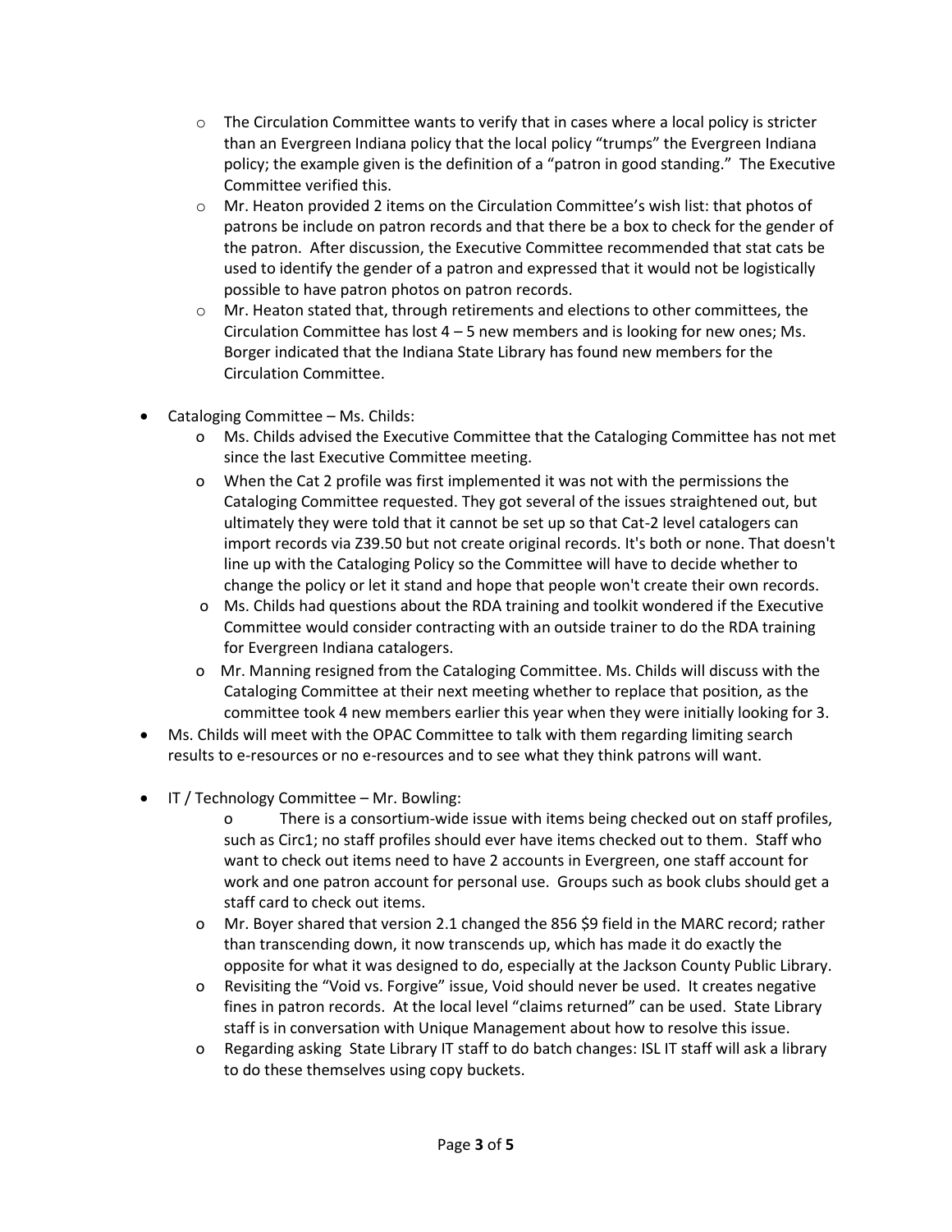- The Circulation Committee wants to verify that in cases where a local policy is stricter than an Evergreen Indiana policy that the local policy "trumps" the Evergreen Indiana policy; the example given is the definition of a "patron in good standing." The Executive Committee verified this.
- Mr. Heaton provided 2 items on the Circulation Committee's wish list: that photos of patrons be include on patron records and that there be a box to check for the gender of the patron. After discussion, the Executive Committee recommended that stat cats be used to identify the gender of a patron and expressed that it would not be logistically possible to have patron photos on patron records.
- Mr. Heaton stated that, through retirements and elections to other committees, the Circulation Committee has lost 4 – 5 new members and is looking for new ones; Ms. Borger indicated that the Indiana State Library has found new members for the Circulation Committee.

- Cataloging Committee – Ms. Childs:
  - Ms. Childs advised the Executive Committee that the Cataloging Committee has not met since the last Executive Committee meeting.
  - When the Cat 2 profile was first implemented it was not with the permissions the Cataloging Committee requested. They got several of the issues straightened out, but ultimately they were told that it cannot be set up so that Cat-2 level catalogers can import records via Z39.50 but not create original records. It's both or none. That doesn't line up with the Cataloging Policy so the Committee will have to decide whether to change the policy or let it stand and hope that people won't create their own records.
  - Ms. Childs had questions about the RDA training and toolkit wondered if the Executive Committee would consider contracting with an outside trainer to do the RDA training for Evergreen Indiana catalogers.
  - Mr. Manning resigned from the Cataloging Committee. Ms. Childs will discuss with the Cataloging Committee at their next meeting whether to replace that position, as the committee took 4 new members earlier this year when they were initially looking for 3.
- Ms. Childs will meet with the OPAC Committee to talk with them regarding limiting search results to e-resources or no e-resources and to see what they think patrons will want.

- IT / Technology Committee – Mr. Bowling:
  - There is a consortium-wide issue with items being checked out on staff profiles, such as Circ1; no staff profiles should ever have items checked out to them. Staff who want to check out items need to have 2 accounts in Evergreen, one staff account for work and one patron account for personal use. Groups such as book clubs should get a staff card to check out items.
  - Mr. Boyer shared that version 2.1 changed the 856 $9 field in the MARC record; rather than transcending down, it now transcends up, which has made it do exactly the opposite for what it was designed to do, especially at the Jackson County Public Library.
  - Revisiting the "Void vs. Forgive" issue, Void should never be used. It creates negative fines in patron records. At the local level "claims returned" can be used. State Library staff is in conversation with Unique Management about how to resolve this issue.
  - Regarding asking State Library IT staff to do batch changes: ISL IT staff will ask a library to do these themselves using copy buckets.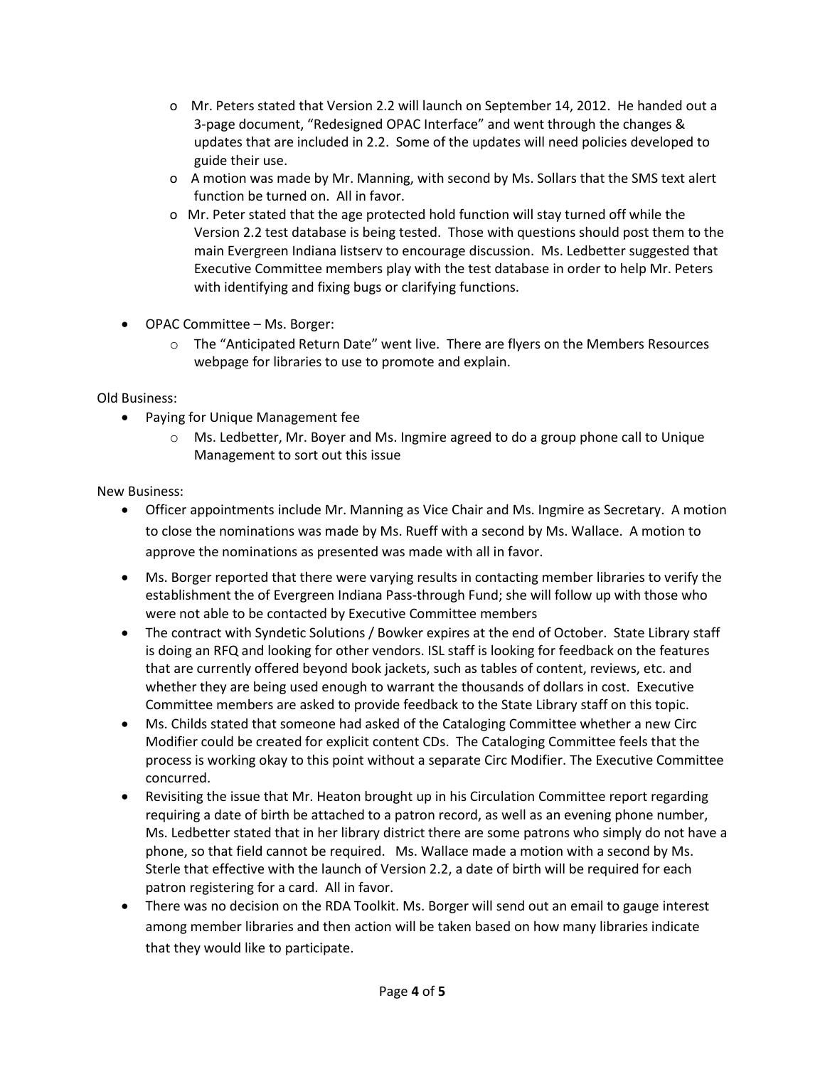- Mr. Peters stated that Version 2.2 will launch on September 14, 2012. He handed out a 3-page document, "Redesigned OPAC Interface" and went through the changes & updates that are included in 2.2. Some of the updates will need policies developed to guide their use.
  - A motion was made by Mr. Manning, with second by Ms. Sollars that the SMS text alert function be turned on. All in favor.
  - Mr. Peter stated that the age protected hold function will stay turned off while the Version 2.2 test database is being tested. Those with questions should post them to the main Evergreen Indiana listserv to encourage discussion. Ms. Ledbetter suggested that Executive Committee members play with the test database in order to help Mr. Peters with identifying and fixing bugs or clarifying functions.

- OPAC Committee – Ms. Borger:
  - The "Anticipated Return Date" went live. There are flyers on the Members Resources webpage for libraries to use to promote and explain.

Old Business:

- Paying for Unique Management fee
  - Ms. Ledbetter, Mr. Boyer and Ms. Ingmire agreed to do a group phone call to Unique Management to sort out this issue

New Business:

- Officer appointments include Mr. Manning as Vice Chair and Ms. Ingmire as Secretary. A motion to close the nominations was made by Ms. Rueff with a second by Ms. Wallace. A motion to approve the nominations as presented was made with all in favor.
- Ms. Borger reported that there were varying results in contacting member libraries to verify the establishment the of Evergreen Indiana Pass-through Fund; she will follow up with those who were not able to be contacted by Executive Committee members
- The contract with Syndetic Solutions / Bowker expires at the end of October. State Library staff is doing an RFQ and looking for other vendors. ISL staff is looking for feedback on the features that are currently offered beyond book jackets, such as tables of content, reviews, etc. and whether they are being used enough to warrant the thousands of dollars in cost. Executive Committee members are asked to provide feedback to the State Library staff on this topic.
- Ms. Childs stated that someone had asked of the Cataloging Committee whether a new Circ Modifier could be created for explicit content CDs. The Cataloging Committee feels that the process is working okay to this point without a separate Circ Modifier. The Executive Committee concurred.
- Revisiting the issue that Mr. Heaton brought up in his Circulation Committee report regarding requiring a date of birth be attached to a patron record, as well as an evening phone number, Ms. Ledbetter stated that in her library district there are some patrons who simply do not have a phone, so that field cannot be required. Ms. Wallace made a motion with a second by Ms. Sterle that effective with the launch of Version 2.2, a date of birth will be required for each patron registering for a card. All in favor.
- There was no decision on the RDA Toolkit. Ms. Borger will send out an email to gauge interest among member libraries and then action will be taken based on how many libraries indicate that they would like to participate.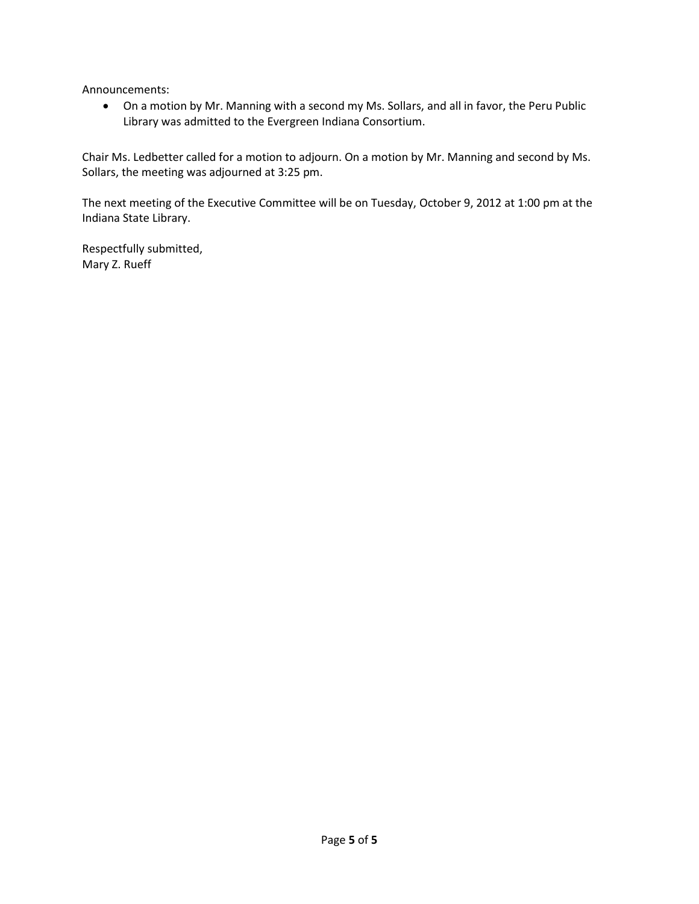Announcements:

- On a motion by Mr. Manning with a second my Ms. Sollars, and all in favor, the Peru Public Library was admitted to the Evergreen Indiana Consortium.

Chair Ms. Ledbetter called for a motion to adjourn. On a motion by Mr. Manning and second by Ms. Sollars, the meeting was adjourned at 3:25 pm.

The next meeting of the Executive Committee will be on Tuesday, October 9, 2012 at 1:00 pm at the Indiana State Library.

Respectfully submitted,
Mary Z. Rueff